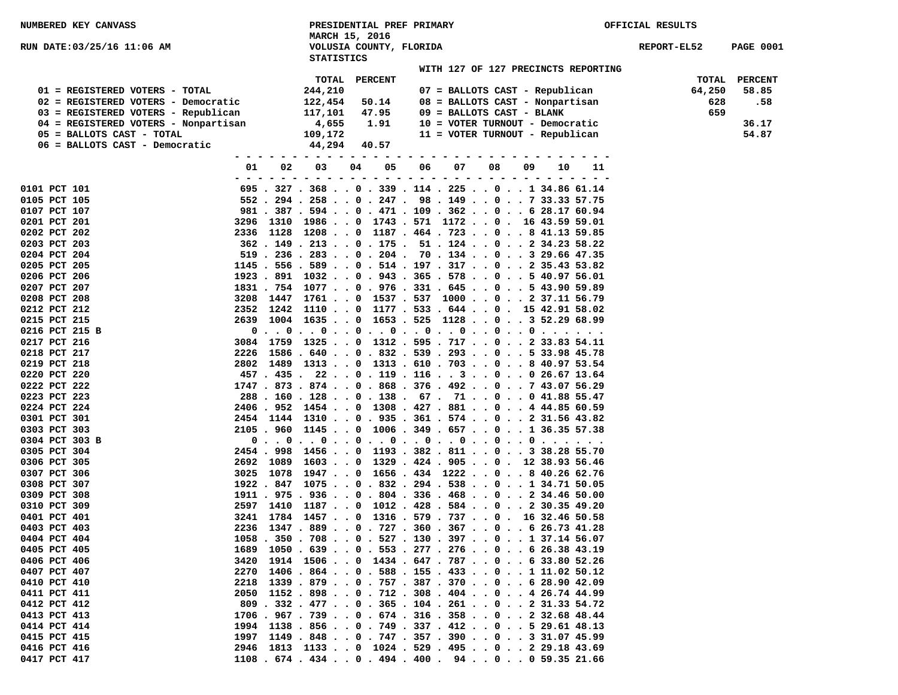**NUMBERED KEY CANVASS** — **PRESIDENTIAL PREF PRIMARY** — **OFFICIAL RESULTS**

MARCH 15, 2016

RUN DATE:03/25/16 11:06 AM — VOLUSIA COUNTY, FLORIDA — REPORT-EL52 PAGE 0001

STATISTICS

WITH 127 OF 127 PRECINCTS REPORTING

| Key | Description | TOTAL | PERCENT |
|---|---|---|---|
| 01 | REGISTERED VOTERS - TOTAL | 244,210 | |
| 02 | REGISTERED VOTERS - Democratic | 122,454 | 50.14 |
| 03 | REGISTERED VOTERS - Republican | 117,101 | 47.95 |
| 04 | REGISTERED VOTERS - Nonpartisan | 4,655 | 1.91 |
| 05 | BALLOTS CAST - TOTAL | 109,172 | |
| 06 | BALLOTS CAST - Democratic | 44,294 | 40.57 |
| 07 | BALLOTS CAST - Republican | 64,250 | 58.85 |
| 08 | BALLOTS CAST - Nonpartisan | 628 | .58 |
| 09 | BALLOTS CAST - BLANK | 659 | |
| 10 | VOTER TURNOUT - Democratic | | 36.17 |
| 11 | VOTER TURNOUT - Republican | | 54.87 |

| Precinct | 01 | 02 | 03 | 04 | 05 | 06 | 07 | 08 | 09 | 10 | 11 |
|---|---|---|---|---|---|---|---|---|---|---|---|
| 0101 PCT 101 | 695 | 327 | 368 | | 0 | 339 | 114 | 225 | 0 | 1 | 34.86 | 61.14 |
| 0105 PCT 105 | 552 | 294 | 258 | | 0 | 247 | 98 | 149 | 0 | 7 | 33.33 | 57.75 |
| 0107 PCT 107 | 981 | 387 | 594 | | 0 | 471 | 109 | 362 | 0 | 6 | 28.17 | 60.94 |
| 0201 PCT 201 | 3296 | 1310 | 1986 | 0 | 1743 | 571 | 1172 | 0 | 16 | 43.59 | 59.01 |
| 0202 PCT 202 | 2336 | 1128 | 1208 | 0 | 1187 | 464 | 723 | 0 | 8 | 41.13 | 59.85 |
| 0203 PCT 203 | 362 | 149 | 213 | 0 | 175 | 51 | 124 | 0 | 2 | 34.23 | 58.22 |
| 0204 PCT 204 | 519 | 236 | 283 | 0 | 204 | 70 | 134 | 0 | 3 | 29.66 | 47.35 |
| 0205 PCT 205 | 1145 | 556 | 589 | 0 | 514 | 197 | 317 | 0 | 2 | 35.43 | 53.82 |
| 0206 PCT 206 | 1923 | 891 | 1032 | 0 | 943 | 365 | 578 | 0 | 5 | 40.97 | 56.01 |
| 0207 PCT 207 | 1831 | 754 | 1077 | 0 | 976 | 331 | 645 | 0 | 5 | 43.90 | 59.89 |
| 0208 PCT 208 | 3208 | 1447 | 1761 | 0 | 1537 | 537 | 1000 | 0 | 2 | 37.11 | 56.79 |
| 0212 PCT 212 | 2352 | 1242 | 1110 | 0 | 1177 | 533 | 644 | 0 | 15 | 42.91 | 58.02 |
| 0215 PCT 215 | 2639 | 1004 | 1635 | 0 | 1653 | 525 | 1128 | 0 | 3 | 52.29 | 68.99 |
| 0216 PCT 215 B | 0 | 0 | 0 | 0 | 0 | 0 | 0 | 0 | 0 | | |
| 0217 PCT 216 | 3084 | 1759 | 1325 | 0 | 1312 | 595 | 717 | 0 | 2 | 33.83 | 54.11 |
| 0218 PCT 217 | 2226 | 1586 | 640 | 0 | 832 | 539 | 293 | 0 | 5 | 33.98 | 45.78 |
| 0219 PCT 218 | 2802 | 1489 | 1313 | 0 | 1313 | 610 | 703 | 0 | 8 | 40.97 | 53.54 |
| 0220 PCT 220 | 457 | 435 | 22 | 0 | 119 | 116 | 3 | 0 | 0 | 26.67 | 13.64 |
| 0222 PCT 222 | 1747 | 873 | 874 | 0 | 868 | 376 | 492 | 0 | 7 | 43.07 | 56.29 |
| 0223 PCT 223 | 288 | 160 | 128 | 0 | 138 | 67 | 71 | 0 | 0 | 41.88 | 55.47 |
| 0224 PCT 224 | 2406 | 952 | 1454 | 0 | 1308 | 427 | 881 | 0 | 4 | 44.85 | 60.59 |
| 0301 PCT 301 | 2454 | 1144 | 1310 | 0 | 935 | 361 | 574 | 0 | 2 | 31.56 | 43.82 |
| 0303 PCT 303 | 2105 | 960 | 1145 | 0 | 1006 | 349 | 657 | 0 | 1 | 36.35 | 57.38 |
| 0304 PCT 303 B | 0 | 0 | 0 | 0 | 0 | 0 | 0 | 0 | 0 | | |
| 0305 PCT 304 | 2454 | 998 | 1456 | 0 | 1193 | 382 | 811 | 0 | 3 | 38.28 | 55.70 |
| 0306 PCT 305 | 2692 | 1089 | 1603 | 0 | 1329 | 424 | 905 | 0 | 12 | 38.93 | 56.46 |
| 0307 PCT 306 | 3025 | 1078 | 1947 | 0 | 1656 | 434 | 1222 | 0 | 8 | 40.26 | 62.76 |
| 0308 PCT 307 | 1922 | 847 | 1075 | 0 | 832 | 294 | 538 | 0 | 1 | 34.71 | 50.05 |
| 0309 PCT 308 | 1911 | 975 | 936 | 0 | 804 | 336 | 468 | 0 | 2 | 34.46 | 50.00 |
| 0310 PCT 309 | 2597 | 1410 | 1187 | 0 | 1012 | 428 | 584 | 0 | 2 | 30.35 | 49.20 |
| 0401 PCT 401 | 3241 | 1784 | 1457 | 0 | 1316 | 579 | 737 | 0 | 16 | 32.46 | 50.58 |
| 0403 PCT 403 | 2236 | 1347 | 889 | 0 | 727 | 360 | 367 | 0 | 6 | 26.73 | 41.28 |
| 0404 PCT 404 | 1058 | 350 | 708 | 0 | 527 | 130 | 397 | 0 | 1 | 37.14 | 56.07 |
| 0405 PCT 405 | 1689 | 1050 | 639 | 0 | 553 | 277 | 276 | 0 | 6 | 26.38 | 43.19 |
| 0406 PCT 406 | 3420 | 1914 | 1506 | 0 | 1434 | 647 | 787 | 0 | 6 | 33.80 | 52.26 |
| 0407 PCT 407 | 2270 | 1406 | 864 | 0 | 588 | 155 | 433 | 0 | 1 | 11.02 | 50.12 |
| 0410 PCT 410 | 2218 | 1339 | 879 | 0 | 757 | 387 | 370 | 0 | 6 | 28.90 | 42.09 |
| 0411 PCT 411 | 2050 | 1152 | 898 | 0 | 712 | 308 | 404 | 0 | 4 | 26.74 | 44.99 |
| 0412 PCT 412 | 809 | 332 | 477 | 0 | 365 | 104 | 261 | 0 | 2 | 31.33 | 54.72 |
| 0413 PCT 413 | 1706 | 967 | 739 | 0 | 674 | 316 | 358 | 0 | 2 | 32.68 | 48.44 |
| 0414 PCT 414 | 1994 | 1138 | 856 | 0 | 749 | 337 | 412 | 0 | 5 | 29.61 | 48.13 |
| 0415 PCT 415 | 1997 | 1149 | 848 | 0 | 747 | 357 | 390 | 0 | 3 | 31.07 | 45.99 |
| 0416 PCT 416 | 2946 | 1813 | 1133 | 0 | 1024 | 529 | 495 | 0 | 2 | 29.18 | 43.69 |
| 0417 PCT 417 | 1108 | 674 | 434 | 0 | 494 | 400 | 94 | 0 | 0 | 59.35 | 21.66 |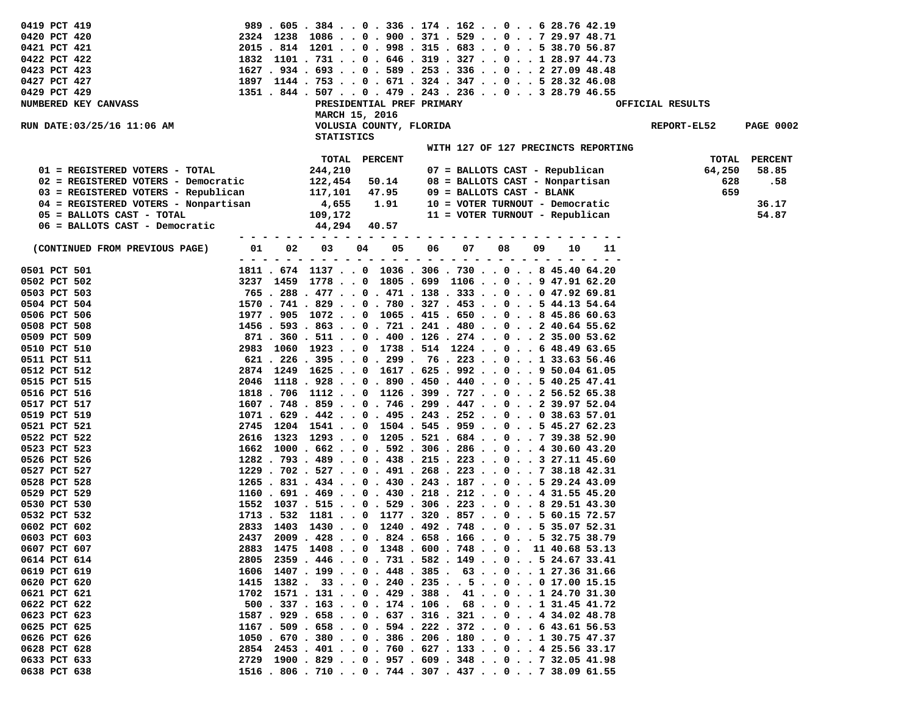| Precinct | 01 | 02 | 03 | 04 | 05 | 06 | 07 | 08 | 09 | 10 | 11 |
|---|---|---|---|---|---|---|---|---|---|---|---|
| 0419 PCT 419 | 989 | 605 | 384 | 0 | 336 | 174 | 162 | 0 | 6 | 28.76 | 42.19 |
| 0420 PCT 420 | 2324 | 1238 | 1086 | 0 | 900 | 371 | 529 | 0 | 7 | 29.97 | 48.71 |
| 0421 PCT 421 | 2015 | 814 | 1201 | 0 | 998 | 315 | 683 | 0 | 5 | 38.70 | 56.87 |
| 0422 PCT 422 | 1832 | 1101 | 731 | 0 | 646 | 319 | 327 | 0 | 1 | 28.97 | 44.73 |
| 0423 PCT 423 | 1627 | 934 | 693 | 0 | 589 | 253 | 336 | 0 | 2 | 27.09 | 48.48 |
| 0427 PCT 427 | 1897 | 1144 | 753 | 0 | 671 | 324 | 347 | 0 | 5 | 28.32 | 46.08 |
| 0429 PCT 429 | 1351 | 844 | 507 | 0 | 479 | 243 | 236 | 0 | 3 | 28.79 | 46.55 |

NUMBERED KEY CANVASS — PRESIDENTIAL PREF PRIMARY — OFFICIAL RESULTS

MARCH 15, 2016

RUN DATE:03/25/16 11:06 AM — VOLUSIA COUNTY, FLORIDA — REPORT-EL52 PAGE 0002

STATISTICS

WITH 127 OF 127 PRECINCTS REPORTING

| Key | TOTAL | PERCENT | Key | TOTAL | PERCENT |
|---|---|---|---|---|---|
| 01 = REGISTERED VOTERS - TOTAL | 244,210 | | 07 = BALLOTS CAST - Republican | 64,250 | 58.85 |
| 02 = REGISTERED VOTERS - Democratic | 122,454 | 50.14 | 08 = BALLOTS CAST - Nonpartisan | 628 | .58 |
| 03 = REGISTERED VOTERS - Republican | 117,101 | 47.95 | 09 = BALLOTS CAST - BLANK | 659 | |
| 04 = REGISTERED VOTERS - Nonpartisan | 4,655 | 1.91 | 10 = VOTER TURNOUT - Democratic | | 36.17 |
| 05 = BALLOTS CAST - TOTAL | 109,172 | | 11 = VOTER TURNOUT - Republican | | 54.87 |
| 06 = BALLOTS CAST - Democratic | 44,294 | 40.57 | | | |

| (CONTINUED FROM PREVIOUS PAGE) | 01 | 02 | 03 | 04 | 05 | 06 | 07 | 08 | 09 | 10 | 11 |
|---|---|---|---|---|---|---|---|---|---|---|---|
| 0501 PCT 501 | 1811 | 674 | 1137 | 0 | 1036 | 306 | 730 | 0 | 8 | 45.40 | 64.20 |
| 0502 PCT 502 | 3237 | 1459 | 1778 | 0 | 1805 | 699 | 1106 | 0 | 9 | 47.91 | 62.20 |
| 0503 PCT 503 | 765 | 288 | 477 | 0 | 471 | 138 | 333 | 0 | 0 | 47.92 | 69.81 |
| 0504 PCT 504 | 1570 | 741 | 829 | 0 | 780 | 327 | 453 | 0 | 5 | 44.13 | 54.64 |
| 0506 PCT 506 | 1977 | 905 | 1072 | 0 | 1065 | 415 | 650 | 0 | 8 | 45.86 | 60.63 |
| 0508 PCT 508 | 1456 | 593 | 863 | 0 | 721 | 241 | 480 | 0 | 2 | 40.64 | 55.62 |
| 0509 PCT 509 | 871 | 360 | 511 | 0 | 400 | 126 | 274 | 0 | 2 | 35.00 | 53.62 |
| 0510 PCT 510 | 2983 | 1060 | 1923 | 0 | 1738 | 514 | 1224 | 0 | 6 | 48.49 | 63.65 |
| 0511 PCT 511 | 621 | 226 | 395 | 0 | 299 | 76 | 223 | 0 | 1 | 33.63 | 56.46 |
| 0512 PCT 512 | 2874 | 1249 | 1625 | 0 | 1617 | 625 | 992 | 0 | 9 | 50.04 | 61.05 |
| 0515 PCT 515 | 2046 | 1118 | 928 | 0 | 890 | 450 | 440 | 0 | 5 | 40.25 | 47.41 |
| 0516 PCT 516 | 1818 | 706 | 1112 | 0 | 1126 | 399 | 727 | 0 | 2 | 56.52 | 65.38 |
| 0517 PCT 517 | 1607 | 748 | 859 | 0 | 746 | 299 | 447 | 0 | 2 | 39.97 | 52.04 |
| 0519 PCT 519 | 1071 | 629 | 442 | 0 | 495 | 243 | 252 | 0 | 0 | 38.63 | 57.01 |
| 0521 PCT 521 | 2745 | 1204 | 1541 | 0 | 1504 | 545 | 959 | 0 | 5 | 45.27 | 62.23 |
| 0522 PCT 522 | 2616 | 1323 | 1293 | 0 | 1205 | 521 | 684 | 0 | 7 | 39.38 | 52.90 |
| 0523 PCT 523 | 1662 | 1000 | 662 | 0 | 592 | 306 | 286 | 0 | 4 | 30.60 | 43.20 |
| 0526 PCT 526 | 1282 | 793 | 489 | 0 | 438 | 215 | 223 | 0 | 3 | 27.11 | 45.60 |
| 0527 PCT 527 | 1229 | 702 | 527 | 0 | 491 | 268 | 223 | 0 | 7 | 38.18 | 42.31 |
| 0528 PCT 528 | 1265 | 831 | 434 | 0 | 430 | 243 | 187 | 0 | 5 | 29.24 | 43.09 |
| 0529 PCT 529 | 1160 | 691 | 469 | 0 | 430 | 218 | 212 | 0 | 4 | 31.55 | 45.20 |
| 0530 PCT 530 | 1552 | 1037 | 515 | 0 | 529 | 306 | 223 | 0 | 8 | 29.51 | 43.30 |
| 0532 PCT 532 | 1713 | 532 | 1181 | 0 | 1177 | 320 | 857 | 0 | 5 | 60.15 | 72.57 |
| 0602 PCT 602 | 2833 | 1403 | 1430 | 0 | 1240 | 492 | 748 | 0 | 5 | 35.07 | 52.31 |
| 0603 PCT 603 | 2437 | 2009 | 428 | 0 | 824 | 658 | 166 | 0 | 5 | 32.75 | 38.79 |
| 0607 PCT 607 | 2883 | 1475 | 1408 | 0 | 1348 | 600 | 748 | 0 | 11 | 40.68 | 53.13 |
| 0614 PCT 614 | 2805 | 2359 | 446 | 0 | 731 | 582 | 149 | 0 | 5 | 24.67 | 33.41 |
| 0619 PCT 619 | 1606 | 1407 | 199 | 0 | 448 | 385 | 63 | 0 | 1 | 27.36 | 31.66 |
| 0620 PCT 620 | 1415 | 1382 | 33 | 0 | 240 | 235 | 5 | 0 | 0 | 17.00 | 15.15 |
| 0621 PCT 621 | 1702 | 1571 | 131 | 0 | 429 | 388 | 41 | 0 | 1 | 24.70 | 31.30 |
| 0622 PCT 622 | 500 | 337 | 163 | 0 | 174 | 106 | 68 | 0 | 1 | 31.45 | 41.72 |
| 0623 PCT 623 | 1587 | 929 | 658 | 0 | 637 | 316 | 321 | 0 | 4 | 34.02 | 48.78 |
| 0625 PCT 625 | 1167 | 509 | 658 | 0 | 594 | 222 | 372 | 0 | 6 | 43.61 | 56.53 |
| 0626 PCT 626 | 1050 | 670 | 380 | 0 | 386 | 206 | 180 | 0 | 1 | 30.75 | 47.37 |
| 0628 PCT 628 | 2854 | 2453 | 401 | 0 | 760 | 627 | 133 | 0 | 4 | 25.56 | 33.17 |
| 0633 PCT 633 | 2729 | 1900 | 829 | 0 | 957 | 609 | 348 | 0 | 7 | 32.05 | 41.98 |
| 0638 PCT 638 | 1516 | 806 | 710 | 0 | 744 | 307 | 437 | 0 | 7 | 38.09 | 61.55 |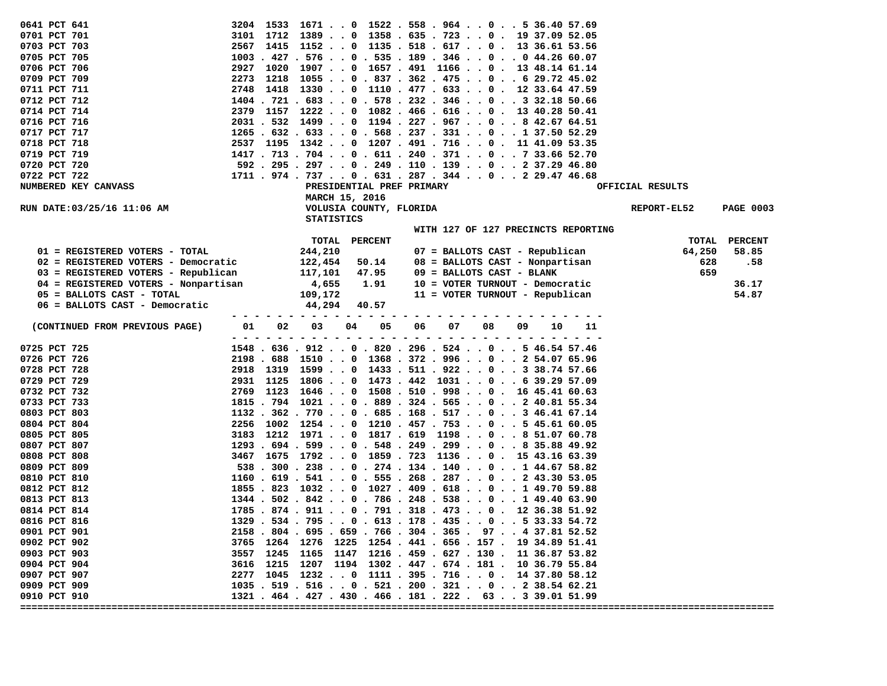| Precinct | 01 | 02 | 03 | 04 | 05 | 06 | 07 | 08 | 09 | 10 | 11 |
|---|---|---|---|---|---|---|---|---|---|---|---|
| 0641 PCT 641 | 3204 | 1533 | 1671 | 0 | 1522 | 558 | 964 | 0 | 5 | 36.40 | 57.69 |
| 0701 PCT 701 | 3101 | 1712 | 1389 | 0 | 1358 | 635 | 723 | 0 | 19 | 37.09 | 52.05 |
| 0703 PCT 703 | 2567 | 1415 | 1152 | 0 | 1135 | 518 | 617 | 0 | 13 | 36.61 | 53.56 |
| 0705 PCT 705 | 1003 | 427 | 576 | 0 | 535 | 189 | 346 | 0 | 0 | 44.26 | 60.07 |
| 0706 PCT 706 | 2927 | 1020 | 1907 | 0 | 1657 | 491 | 1166 | 0 | 13 | 48.14 | 61.14 |
| 0709 PCT 709 | 2273 | 1218 | 1055 | 0 | 837 | 362 | 475 | 0 | 6 | 29.72 | 45.02 |
| 0711 PCT 711 | 2748 | 1418 | 1330 | 0 | 1110 | 477 | 633 | 0 | 12 | 33.64 | 47.59 |
| 0712 PCT 712 | 1404 | 721 | 683 | 0 | 578 | 232 | 346 | 0 | 3 | 32.18 | 50.66 |
| 0714 PCT 714 | 2379 | 1157 | 1222 | 0 | 1082 | 466 | 616 | 0 | 13 | 40.28 | 50.41 |
| 0716 PCT 716 | 2031 | 532 | 1499 | 0 | 1194 | 227 | 967 | 0 | 8 | 42.67 | 64.51 |
| 0717 PCT 717 | 1265 | 632 | 633 | 0 | 568 | 237 | 331 | 0 | 1 | 37.50 | 52.29 |
| 0718 PCT 718 | 2537 | 1195 | 1342 | 0 | 1207 | 491 | 716 | 0 | 11 | 41.09 | 53.35 |
| 0719 PCT 719 | 1417 | 713 | 704 | 0 | 611 | 240 | 371 | 0 | 7 | 33.66 | 52.70 |
| 0720 PCT 720 | 592 | 295 | 297 | 0 | 249 | 110 | 139 | 0 | 2 | 37.29 | 46.80 |
| 0722 PCT 722 | 1711 | 974 | 737 | 0 | 631 | 287 | 344 | 0 | 2 | 29.47 | 46.68 |

NUMBERED KEY CANVASS — PRESIDENTIAL PREF PRIMARY — MARCH 15, 2016 — VOLUSIA COUNTY, FLORIDA — OFFICIAL RESULTS

STATISTICS

WITH 127 OF 127 PRECINCTS REPORTING

| Key | TOTAL | PERCENT | Key | TOTAL | PERCENT |
|---|---|---|---|---|---|
| 01 = REGISTERED VOTERS - TOTAL | 244,210 | | 07 = BALLOTS CAST - Republican | 64,250 | 58.85 |
| 02 = REGISTERED VOTERS - Democratic | 122,454 | 50.14 | 08 = BALLOTS CAST - Nonpartisan | 628 | .58 |
| 03 = REGISTERED VOTERS - Republican | 117,101 | 47.95 | 09 = BALLOTS CAST - BLANK | 659 | |
| 04 = REGISTERED VOTERS - Nonpartisan | 4,655 | 1.91 | 10 = VOTER TURNOUT - Democratic | | 36.17 |
| 05 = BALLOTS CAST - TOTAL | 109,172 | | 11 = VOTER TURNOUT - Republican | | 54.87 |
| 06 = BALLOTS CAST - Democratic | 44,294 | 40.57 | | | |

| (CONTINUED FROM PREVIOUS PAGE) | 01 | 02 | 03 | 04 | 05 | 06 | 07 | 08 | 09 | 10 | 11 |
|---|---|---|---|---|---|---|---|---|---|---|---|
| 0725 PCT 725 | 1548 | 636 | 912 | 0 | 820 | 296 | 524 | 0 | 5 | 46.54 | 57.46 |
| 0726 PCT 726 | 2198 | 688 | 1510 | 0 | 1368 | 372 | 996 | 0 | 2 | 54.07 | 65.96 |
| 0728 PCT 728 | 2918 | 1319 | 1599 | 0 | 1433 | 511 | 922 | 0 | 3 | 38.74 | 57.66 |
| 0729 PCT 729 | 2931 | 1125 | 1806 | 0 | 1473 | 442 | 1031 | 0 | 6 | 39.29 | 57.09 |
| 0732 PCT 732 | 2769 | 1123 | 1646 | 0 | 1508 | 510 | 998 | 0 | 16 | 45.41 | 60.63 |
| 0733 PCT 733 | 1815 | 794 | 1021 | 0 | 889 | 324 | 565 | 0 | 2 | 40.81 | 55.34 |
| 0803 PCT 803 | 1132 | 362 | 770 | 0 | 685 | 168 | 517 | 0 | 3 | 46.41 | 67.14 |
| 0804 PCT 804 | 2256 | 1002 | 1254 | 0 | 1210 | 457 | 753 | 0 | 5 | 45.61 | 60.05 |
| 0805 PCT 805 | 3183 | 1212 | 1971 | 0 | 1817 | 619 | 1198 | 0 | 8 | 51.07 | 60.78 |
| 0807 PCT 807 | 1293 | 694 | 599 | 0 | 548 | 249 | 299 | 0 | 8 | 35.88 | 49.92 |
| 0808 PCT 808 | 3467 | 1675 | 1792 | 0 | 1859 | 723 | 1136 | 0 | 15 | 43.16 | 63.39 |
| 0809 PCT 809 | 538 | 300 | 238 | 0 | 274 | 134 | 140 | 0 | 1 | 44.67 | 58.82 |
| 0810 PCT 810 | 1160 | 619 | 541 | 0 | 555 | 268 | 287 | 0 | 2 | 43.30 | 53.05 |
| 0812 PCT 812 | 1855 | 823 | 1032 | 0 | 1027 | 409 | 618 | 0 | 1 | 49.70 | 59.88 |
| 0813 PCT 813 | 1344 | 502 | 842 | 0 | 786 | 248 | 538 | 0 | 1 | 49.40 | 63.90 |
| 0814 PCT 814 | 1785 | 874 | 911 | 0 | 791 | 318 | 473 | 0 | 12 | 36.38 | 51.92 |
| 0816 PCT 816 | 1329 | 534 | 795 | 0 | 613 | 178 | 435 | 0 | 5 | 33.33 | 54.72 |
| 0901 PCT 901 | 2158 | 804 | 695 | 659 | 766 | 304 | 365 | 97 | 4 | 37.81 | 52.52 |
| 0902 PCT 902 | 3765 | 1264 | 1276 | 1225 | 1254 | 441 | 656 | 157 | 19 | 34.89 | 51.41 |
| 0903 PCT 903 | 3557 | 1245 | 1165 | 1147 | 1216 | 459 | 627 | 130 | 11 | 36.87 | 53.82 |
| 0904 PCT 904 | 3616 | 1215 | 1207 | 1194 | 1302 | 447 | 674 | 181 | 10 | 36.79 | 55.84 |
| 0907 PCT 907 | 2277 | 1045 | 1232 | 0 | 1111 | 395 | 716 | 0 | 14 | 37.80 | 58.12 |
| 0909 PCT 909 | 1035 | 519 | 516 | 0 | 521 | 200 | 321 | 0 | 2 | 38.54 | 62.21 |
| 0910 PCT 910 | 1321 | 464 | 427 | 430 | 466 | 181 | 222 | 63 | 3 | 39.01 | 51.99 |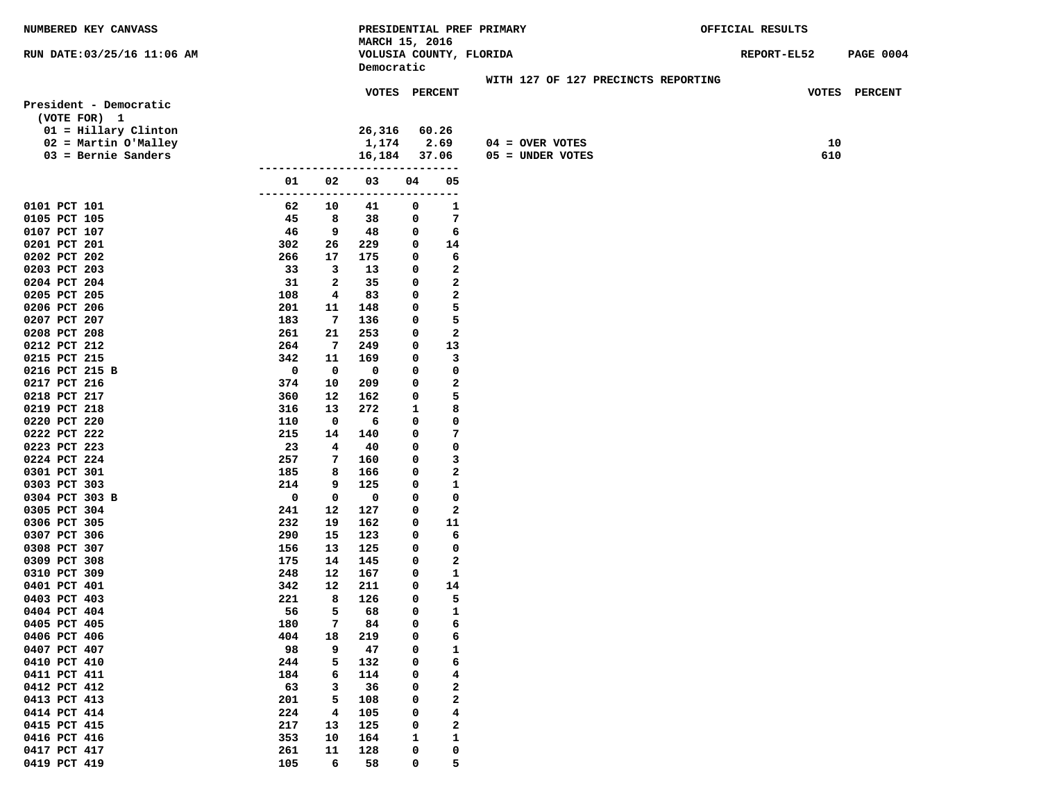NUMBERED KEY CANVASS — PRESIDENTIAL PREF PRIMARY — OFFICIAL RESULTS

MARCH 15, 2016

RUN DATE:03/25/16 11:06 AM — VOLUSIA COUNTY, FLORIDA — REPORT-EL52

Democratic

WITH 127 OF 127 PRECINCTS REPORTING

**President - Democratic**
(VOTE FOR) 1

| | VOTES | PERCENT |
|---|---|---|
| 01 = Hillary Clinton | 26,316 | 60.26 |
| 02 = Martin O'Malley | 1,174 | 2.69 |
| 03 = Bernie Sanders | 16,184 | 37.06 |

| | VOTES | PERCENT |
|---|---|---|
| 04 = OVER VOTES | 10 | |
| 05 = UNDER VOTES | 610 | |

| | 01 | 02 | 03 | 04 | 05 |
|---|---|---|---|---|---|
| 0101 PCT 101 | 62 | 10 | 41 | 0 | 1 |
| 0105 PCT 105 | 45 | 8 | 38 | 0 | 7 |
| 0107 PCT 107 | 46 | 9 | 48 | 0 | 6 |
| 0201 PCT 201 | 302 | 26 | 229 | 0 | 14 |
| 0202 PCT 202 | 266 | 17 | 175 | 0 | 6 |
| 0203 PCT 203 | 33 | 3 | 13 | 0 | 2 |
| 0204 PCT 204 | 31 | 2 | 35 | 0 | 2 |
| 0205 PCT 205 | 108 | 4 | 83 | 0 | 2 |
| 0206 PCT 206 | 201 | 11 | 148 | 0 | 5 |
| 0207 PCT 207 | 183 | 7 | 136 | 0 | 5 |
| 0208 PCT 208 | 261 | 21 | 253 | 0 | 2 |
| 0212 PCT 212 | 264 | 7 | 249 | 0 | 13 |
| 0215 PCT 215 | 342 | 11 | 169 | 0 | 3 |
| 0216 PCT 215 B | 0 | 0 | 0 | 0 | 0 |
| 0217 PCT 216 | 374 | 10 | 209 | 0 | 2 |
| 0218 PCT 217 | 360 | 12 | 162 | 0 | 5 |
| 0219 PCT 218 | 316 | 13 | 272 | 1 | 8 |
| 0220 PCT 220 | 110 | 0 | 6 | 0 | 0 |
| 0222 PCT 222 | 215 | 14 | 140 | 0 | 7 |
| 0223 PCT 223 | 23 | 4 | 40 | 0 | 0 |
| 0224 PCT 224 | 257 | 7 | 160 | 0 | 3 |
| 0301 PCT 301 | 185 | 8 | 166 | 0 | 2 |
| 0303 PCT 303 | 214 | 9 | 125 | 0 | 1 |
| 0304 PCT 303 B | 0 | 0 | 0 | 0 | 0 |
| 0305 PCT 304 | 241 | 12 | 127 | 0 | 2 |
| 0306 PCT 305 | 232 | 19 | 162 | 0 | 11 |
| 0307 PCT 306 | 290 | 15 | 123 | 0 | 6 |
| 0308 PCT 307 | 156 | 13 | 125 | 0 | 0 |
| 0309 PCT 308 | 175 | 14 | 145 | 0 | 2 |
| 0310 PCT 309 | 248 | 12 | 167 | 0 | 1 |
| 0401 PCT 401 | 342 | 12 | 211 | 0 | 14 |
| 0403 PCT 403 | 221 | 8 | 126 | 0 | 5 |
| 0404 PCT 404 | 56 | 5 | 68 | 0 | 1 |
| 0405 PCT 405 | 180 | 7 | 84 | 0 | 6 |
| 0406 PCT 406 | 404 | 18 | 219 | 0 | 6 |
| 0407 PCT 407 | 98 | 9 | 47 | 0 | 1 |
| 0410 PCT 410 | 244 | 5 | 132 | 0 | 6 |
| 0411 PCT 411 | 184 | 6 | 114 | 0 | 4 |
| 0412 PCT 412 | 63 | 3 | 36 | 0 | 2 |
| 0413 PCT 413 | 201 | 5 | 108 | 0 | 2 |
| 0414 PCT 414 | 224 | 4 | 105 | 0 | 4 |
| 0415 PCT 415 | 217 | 13 | 125 | 0 | 2 |
| 0416 PCT 416 | 353 | 10 | 164 | 1 | 1 |
| 0417 PCT 417 | 261 | 11 | 128 | 0 | 0 |
| 0419 PCT 419 | 105 | 6 | 58 | 0 | 5 |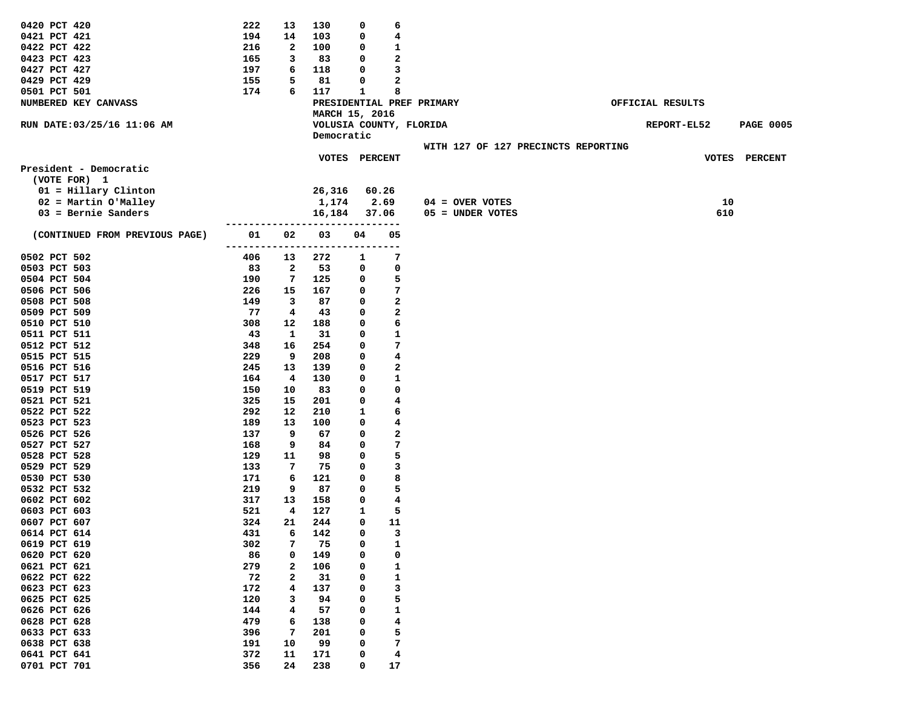| Precinct | 01 | 02 | 03 | 04 | 05 |
|---|---|---|---|---|---|
| 0420 PCT 420 | 222 | 13 | 130 | 0 | 6 |
| 0421 PCT 421 | 194 | 14 | 103 | 0 | 4 |
| 0422 PCT 422 | 216 | 2 | 100 | 0 | 1 |
| 0423 PCT 423 | 165 | 3 | 83 | 0 | 2 |
| 0427 PCT 427 | 197 | 6 | 118 | 0 | 3 |
| 0429 PCT 429 | 155 | 5 | 81 | 0 | 2 |
| 0501 PCT 501 | 174 | 6 | 117 | 1 | 8 |

NUMBERED KEY CANVASS

PRESIDENTIAL PREF PRIMARY
MARCH 15, 2016
VOLUSIA COUNTY, FLORIDA
Democratic

OFFICIAL RESULTS

RUN DATE:03/25/16 11:06 AM

REPORT-EL52

WITH 127 OF 127 PRECINCTS REPORTING

**President - Democratic**
(VOTE FOR) 1

| | VOTES | PERCENT |
|---|---|---|
| 01 = Hillary Clinton | 26,316 | 60.26 |
| 02 = Martin O'Malley | 1,174 | 2.69 |
| 03 = Bernie Sanders | 16,184 | 37.06 |

| | VOTES | PERCENT |
|---|---|---|
| 04 = OVER VOTES | 10 | |
| 05 = UNDER VOTES | 610 | |

| (CONTINUED FROM PREVIOUS PAGE) | 01 | 02 | 03 | 04 | 05 |
|---|---|---|---|---|---|
| 0502 PCT 502 | 406 | 13 | 272 | 1 | 7 |
| 0503 PCT 503 | 83 | 2 | 53 | 0 | 0 |
| 0504 PCT 504 | 190 | 7 | 125 | 0 | 5 |
| 0506 PCT 506 | 226 | 15 | 167 | 0 | 7 |
| 0508 PCT 508 | 149 | 3 | 87 | 0 | 2 |
| 0509 PCT 509 | 77 | 4 | 43 | 0 | 2 |
| 0510 PCT 510 | 308 | 12 | 188 | 0 | 6 |
| 0511 PCT 511 | 43 | 1 | 31 | 0 | 1 |
| 0512 PCT 512 | 348 | 16 | 254 | 0 | 7 |
| 0515 PCT 515 | 229 | 9 | 208 | 0 | 4 |
| 0516 PCT 516 | 245 | 13 | 139 | 0 | 2 |
| 0517 PCT 517 | 164 | 4 | 130 | 0 | 1 |
| 0519 PCT 519 | 150 | 10 | 83 | 0 | 0 |
| 0521 PCT 521 | 325 | 15 | 201 | 0 | 4 |
| 0522 PCT 522 | 292 | 12 | 210 | 1 | 6 |
| 0523 PCT 523 | 189 | 13 | 100 | 0 | 4 |
| 0526 PCT 526 | 137 | 9 | 67 | 0 | 2 |
| 0527 PCT 527 | 168 | 9 | 84 | 0 | 7 |
| 0528 PCT 528 | 129 | 11 | 98 | 0 | 5 |
| 0529 PCT 529 | 133 | 7 | 75 | 0 | 3 |
| 0530 PCT 530 | 171 | 6 | 121 | 0 | 8 |
| 0532 PCT 532 | 219 | 9 | 87 | 0 | 5 |
| 0602 PCT 602 | 317 | 13 | 158 | 0 | 4 |
| 0603 PCT 603 | 521 | 4 | 127 | 1 | 5 |
| 0607 PCT 607 | 324 | 21 | 244 | 0 | 11 |
| 0614 PCT 614 | 431 | 6 | 142 | 0 | 3 |
| 0619 PCT 619 | 302 | 7 | 75 | 0 | 1 |
| 0620 PCT 620 | 86 | 0 | 149 | 0 | 0 |
| 0621 PCT 621 | 279 | 2 | 106 | 0 | 1 |
| 0622 PCT 622 | 72 | 2 | 31 | 0 | 1 |
| 0623 PCT 623 | 172 | 4 | 137 | 0 | 3 |
| 0625 PCT 625 | 120 | 3 | 94 | 0 | 5 |
| 0626 PCT 626 | 144 | 4 | 57 | 0 | 1 |
| 0628 PCT 628 | 479 | 6 | 138 | 0 | 4 |
| 0633 PCT 633 | 396 | 7 | 201 | 0 | 5 |
| 0638 PCT 638 | 191 | 10 | 99 | 0 | 7 |
| 0641 PCT 641 | 372 | 11 | 171 | 0 | 4 |
| 0701 PCT 701 | 356 | 24 | 238 | 0 | 17 |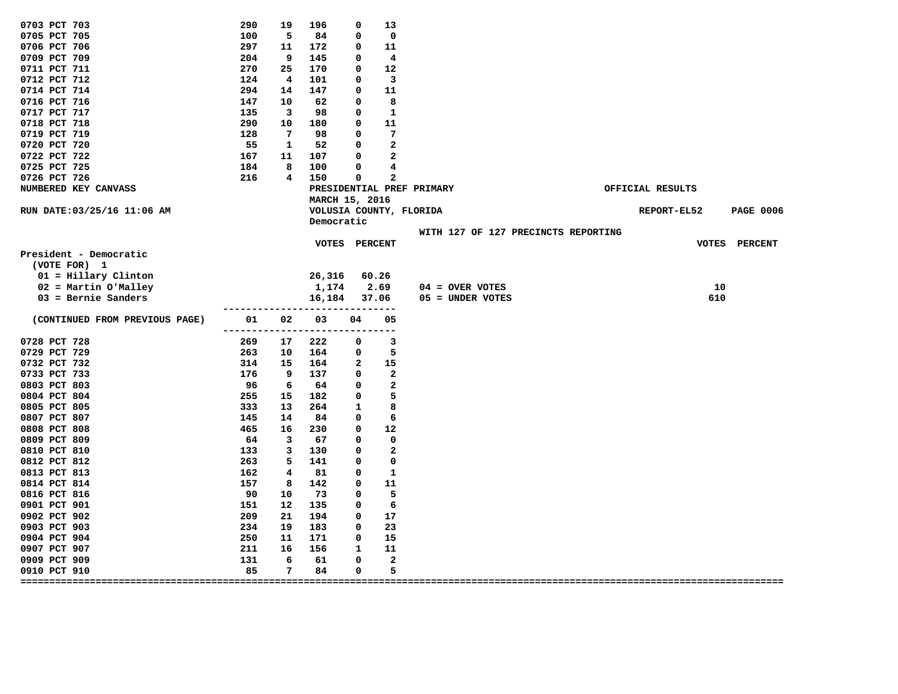| Precinct | 01 | 02 | 03 | 04 | 05 |
|---|---|---|---|---|---|
| 0703 PCT 703 | 290 | 19 | 196 | 0 | 13 |
| 0705 PCT 705 | 100 | 5 | 84 | 0 | 0 |
| 0706 PCT 706 | 297 | 11 | 172 | 0 | 11 |
| 0709 PCT 709 | 204 | 9 | 145 | 0 | 4 |
| 0711 PCT 711 | 270 | 25 | 170 | 0 | 12 |
| 0712 PCT 712 | 124 | 4 | 101 | 0 | 3 |
| 0714 PCT 714 | 294 | 14 | 147 | 0 | 11 |
| 0716 PCT 716 | 147 | 10 | 62 | 0 | 8 |
| 0717 PCT 717 | 135 | 3 | 98 | 0 | 1 |
| 0718 PCT 718 | 290 | 10 | 180 | 0 | 11 |
| 0719 PCT 719 | 128 | 7 | 98 | 0 | 7 |
| 0720 PCT 720 | 55 | 1 | 52 | 0 | 2 |
| 0722 PCT 722 | 167 | 11 | 107 | 0 | 2 |
| 0725 PCT 725 | 184 | 8 | 100 | 0 | 4 |
| 0726 PCT 726 | 216 | 4 | 150 | 0 | 2 |

NUMBERED KEY CANVASS — PRESIDENTIAL PREF PRIMARY — OFFICIAL RESULTS

MARCH 15, 2016

RUN DATE:03/25/16 11:06 AM — VOLUSIA COUNTY, FLORIDA — REPORT-EL52

Democratic

WITH 127 OF 127 PRECINCTS REPORTING

**President - Democratic**
(VOTE FOR) 1

| Candidate | VOTES | PERCENT |
|---|---|---|
| 01 = Hillary Clinton | 26,316 | 60.26 |
| 02 = Martin O'Malley | 1,174 | 2.69 |
| 03 = Bernie Sanders | 16,184 | 37.06 |

| | VOTES | PERCENT |
|---|---|---|
| 04 = OVER VOTES | 10 | |
| 05 = UNDER VOTES | 610 | |

| (CONTINUED FROM PREVIOUS PAGE) | 01 | 02 | 03 | 04 | 05 |
|---|---|---|---|---|---|
| 0728 PCT 728 | 269 | 17 | 222 | 0 | 3 |
| 0729 PCT 729 | 263 | 10 | 164 | 0 | 5 |
| 0732 PCT 732 | 314 | 15 | 164 | 2 | 15 |
| 0733 PCT 733 | 176 | 9 | 137 | 0 | 2 |
| 0803 PCT 803 | 96 | 6 | 64 | 0 | 2 |
| 0804 PCT 804 | 255 | 15 | 182 | 0 | 5 |
| 0805 PCT 805 | 333 | 13 | 264 | 1 | 8 |
| 0807 PCT 807 | 145 | 14 | 84 | 0 | 6 |
| 0808 PCT 808 | 465 | 16 | 230 | 0 | 12 |
| 0809 PCT 809 | 64 | 3 | 67 | 0 | 0 |
| 0810 PCT 810 | 133 | 3 | 130 | 0 | 2 |
| 0812 PCT 812 | 263 | 5 | 141 | 0 | 0 |
| 0813 PCT 813 | 162 | 4 | 81 | 0 | 1 |
| 0814 PCT 814 | 157 | 8 | 142 | 0 | 11 |
| 0816 PCT 816 | 90 | 10 | 73 | 0 | 5 |
| 0901 PCT 901 | 151 | 12 | 135 | 0 | 6 |
| 0902 PCT 902 | 209 | 21 | 194 | 0 | 17 |
| 0903 PCT 903 | 234 | 19 | 183 | 0 | 23 |
| 0904 PCT 904 | 250 | 11 | 171 | 0 | 15 |
| 0907 PCT 907 | 211 | 16 | 156 | 1 | 11 |
| 0909 PCT 909 | 131 | 6 | 61 | 0 | 2 |
| 0910 PCT 910 | 85 | 7 | 84 | 0 | 5 |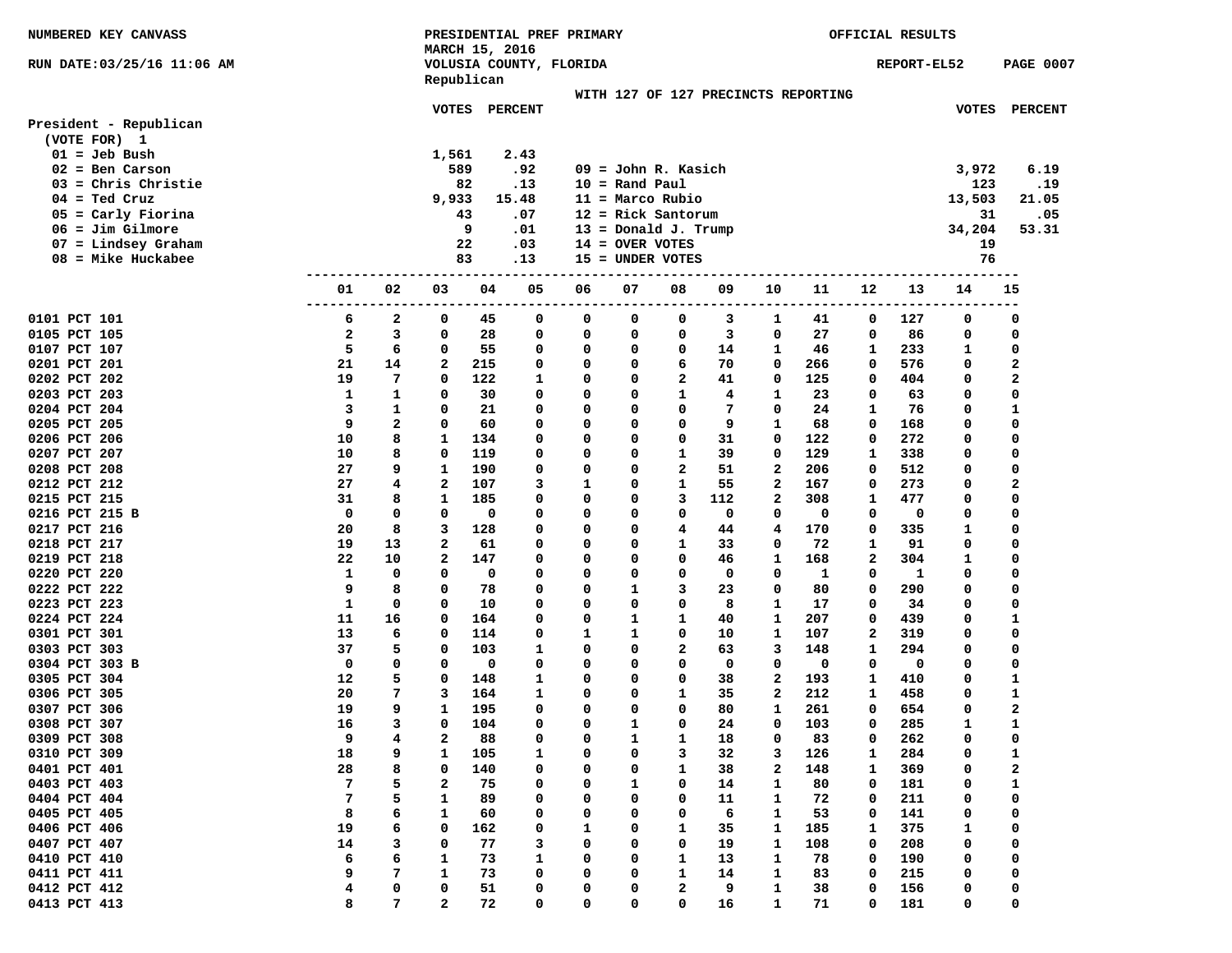**NUMBERED KEY CANVASS** — PRESIDENTIAL PREF PRIMARY, MARCH 15, 2016 — VOLUSIA COUNTY, FLORIDA — Republican — OFFICIAL RESULTS

RUN DATE:03/25/16 11:06 AM — REPORT-EL52

WITH 127 OF 127 PRECINCTS REPORTING

## President - Republican
(VOTE FOR) 1

| Key | Candidate | VOTES | PERCENT |
|---|---|---|---|
| 01 | Jeb Bush | 1,561 | 2.43 |
| 02 | Ben Carson | 589 | .92 |
| 03 | Chris Christie | 82 | .13 |
| 04 | Ted Cruz | 9,933 | 15.48 |
| 05 | Carly Fiorina | 43 | .07 |
| 06 | Jim Gilmore | 9 | .01 |
| 07 | Lindsey Graham | 22 | .03 |
| 08 | Mike Huckabee | 83 | .13 |
| 09 | John R. Kasich | 3,972 | 6.19 |
| 10 | Rand Paul | 123 | .19 |
| 11 | Marco Rubio | 13,503 | 21.05 |
| 12 | Rick Santorum | 31 | .05 |
| 13 | Donald J. Trump | 34,204 | 53.31 |
| 14 | OVER VOTES | 19 | |
| 15 | UNDER VOTES | 76 | |

| Precinct | 01 | 02 | 03 | 04 | 05 | 06 | 07 | 08 | 09 | 10 | 11 | 12 | 13 | 14 | 15 |
|---|---|---|---|---|---|---|---|---|---|---|---|---|---|---|---|
| 0101 PCT 101 | 6 | 2 | 0 | 45 | 0 | 0 | 0 | 0 | 3 | 1 | 41 | 0 | 127 | 0 | 0 |
| 0105 PCT 105 | 2 | 3 | 0 | 28 | 0 | 0 | 0 | 0 | 3 | 0 | 27 | 0 | 86 | 0 | 0 |
| 0107 PCT 107 | 5 | 6 | 0 | 55 | 0 | 0 | 0 | 0 | 14 | 1 | 46 | 1 | 233 | 1 | 0 |
| 0201 PCT 201 | 21 | 14 | 2 | 215 | 0 | 0 | 0 | 6 | 70 | 0 | 266 | 0 | 576 | 0 | 2 |
| 0202 PCT 202 | 19 | 7 | 0 | 122 | 1 | 0 | 0 | 2 | 41 | 0 | 125 | 0 | 404 | 0 | 2 |
| 0203 PCT 203 | 1 | 1 | 0 | 30 | 0 | 0 | 0 | 1 | 4 | 1 | 23 | 0 | 63 | 0 | 0 |
| 0204 PCT 204 | 3 | 1 | 0 | 21 | 0 | 0 | 0 | 0 | 7 | 0 | 24 | 1 | 76 | 0 | 1 |
| 0205 PCT 205 | 9 | 2 | 0 | 60 | 0 | 0 | 0 | 0 | 9 | 1 | 68 | 0 | 168 | 0 | 0 |
| 0206 PCT 206 | 10 | 8 | 1 | 134 | 0 | 0 | 0 | 0 | 31 | 0 | 122 | 0 | 272 | 0 | 0 |
| 0207 PCT 207 | 10 | 8 | 0 | 119 | 0 | 0 | 0 | 1 | 39 | 0 | 129 | 1 | 338 | 0 | 0 |
| 0208 PCT 208 | 27 | 9 | 1 | 190 | 0 | 0 | 0 | 2 | 51 | 2 | 206 | 0 | 512 | 0 | 0 |
| 0212 PCT 212 | 27 | 4 | 2 | 107 | 3 | 1 | 0 | 1 | 55 | 2 | 167 | 0 | 273 | 0 | 2 |
| 0215 PCT 215 | 31 | 8 | 1 | 185 | 0 | 0 | 0 | 3 | 112 | 2 | 308 | 1 | 477 | 0 | 0 |
| 0216 PCT 215 B | 0 | 0 | 0 | 0 | 0 | 0 | 0 | 0 | 0 | 0 | 0 | 0 | 0 | 0 | 0 |
| 0217 PCT 216 | 20 | 8 | 3 | 128 | 0 | 0 | 0 | 4 | 44 | 4 | 170 | 0 | 335 | 1 | 0 |
| 0218 PCT 217 | 19 | 13 | 2 | 61 | 0 | 0 | 0 | 1 | 33 | 0 | 72 | 1 | 91 | 0 | 0 |
| 0219 PCT 218 | 22 | 10 | 2 | 147 | 0 | 0 | 0 | 0 | 46 | 1 | 168 | 2 | 304 | 1 | 0 |
| 0220 PCT 220 | 1 | 0 | 0 | 0 | 0 | 0 | 0 | 0 | 0 | 0 | 1 | 0 | 1 | 0 | 0 |
| 0222 PCT 222 | 9 | 8 | 0 | 78 | 0 | 0 | 1 | 3 | 23 | 0 | 80 | 0 | 290 | 0 | 0 |
| 0223 PCT 223 | 1 | 0 | 0 | 10 | 0 | 0 | 0 | 0 | 8 | 1 | 17 | 0 | 34 | 0 | 0 |
| 0224 PCT 224 | 11 | 16 | 0 | 164 | 0 | 0 | 1 | 1 | 40 | 1 | 207 | 0 | 439 | 0 | 1 |
| 0301 PCT 301 | 13 | 6 | 0 | 114 | 0 | 1 | 1 | 0 | 10 | 1 | 107 | 2 | 319 | 0 | 0 |
| 0303 PCT 303 | 37 | 5 | 0 | 103 | 1 | 0 | 0 | 2 | 63 | 3 | 148 | 1 | 294 | 0 | 0 |
| 0304 PCT 303 B | 0 | 0 | 0 | 0 | 0 | 0 | 0 | 0 | 0 | 0 | 0 | 0 | 0 | 0 | 0 |
| 0305 PCT 304 | 12 | 5 | 0 | 148 | 1 | 0 | 0 | 0 | 38 | 2 | 193 | 1 | 410 | 0 | 1 |
| 0306 PCT 305 | 20 | 7 | 3 | 164 | 1 | 0 | 0 | 1 | 35 | 2 | 212 | 1 | 458 | 0 | 1 |
| 0307 PCT 306 | 19 | 9 | 1 | 195 | 0 | 0 | 0 | 0 | 80 | 1 | 261 | 0 | 654 | 0 | 2 |
| 0308 PCT 307 | 16 | 3 | 0 | 104 | 0 | 0 | 1 | 0 | 24 | 0 | 103 | 0 | 285 | 1 | 1 |
| 0309 PCT 308 | 9 | 4 | 2 | 88 | 0 | 0 | 1 | 1 | 18 | 0 | 83 | 0 | 262 | 0 | 0 |
| 0310 PCT 309 | 18 | 9 | 1 | 105 | 1 | 0 | 0 | 3 | 32 | 3 | 126 | 1 | 284 | 0 | 1 |
| 0401 PCT 401 | 28 | 8 | 0 | 140 | 0 | 0 | 0 | 1 | 38 | 2 | 148 | 1 | 369 | 0 | 2 |
| 0403 PCT 403 | 7 | 5 | 2 | 75 | 0 | 0 | 1 | 0 | 14 | 1 | 80 | 0 | 181 | 0 | 1 |
| 0404 PCT 404 | 7 | 5 | 1 | 89 | 0 | 0 | 0 | 0 | 11 | 1 | 72 | 0 | 211 | 0 | 0 |
| 0405 PCT 405 | 8 | 6 | 1 | 60 | 0 | 0 | 0 | 0 | 6 | 1 | 53 | 0 | 141 | 0 | 0 |
| 0406 PCT 406 | 19 | 6 | 0 | 162 | 0 | 1 | 0 | 1 | 35 | 1 | 185 | 1 | 375 | 1 | 0 |
| 0407 PCT 407 | 14 | 3 | 0 | 77 | 3 | 0 | 0 | 0 | 19 | 1 | 108 | 0 | 208 | 0 | 0 |
| 0410 PCT 410 | 6 | 6 | 1 | 73 | 1 | 0 | 0 | 1 | 13 | 1 | 78 | 0 | 190 | 0 | 0 |
| 0411 PCT 411 | 9 | 7 | 1 | 73 | 0 | 0 | 0 | 1 | 14 | 1 | 83 | 0 | 215 | 0 | 0 |
| 0412 PCT 412 | 4 | 0 | 0 | 51 | 0 | 0 | 0 | 2 | 9 | 1 | 38 | 0 | 156 | 0 | 0 |
| 0413 PCT 413 | 8 | 7 | 2 | 72 | 0 | 0 | 0 | 0 | 16 | 1 | 71 | 0 | 181 | 0 | 0 |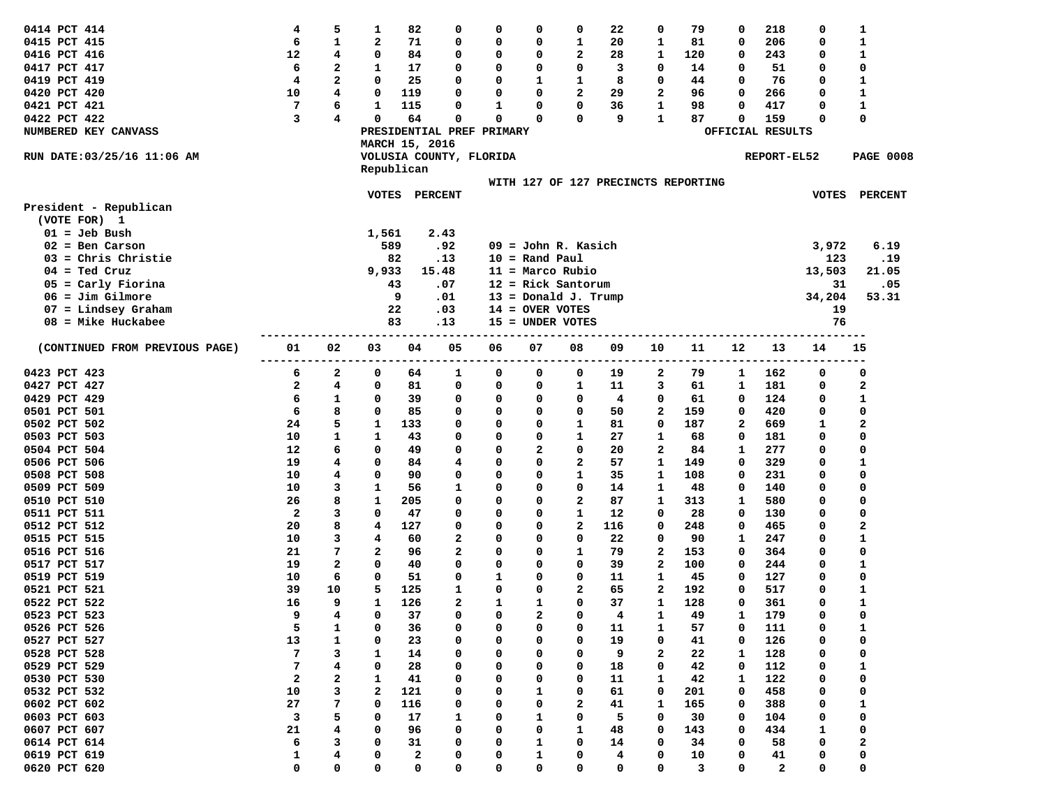| | 01 | 02 | 03 | 04 | 05 | 06 | 07 | 08 | 09 | 10 | 11 | 12 | 13 | 14 | 15 |
|---|---|---|---|---|---|---|---|---|---|---|---|---|---|---|---|
| 0414 PCT 414 | 4 | 5 | 1 | 82 | 0 | 0 | 0 | 0 | 22 | 0 | 79 | 0 | 218 | 0 | 1 |
| 0415 PCT 415 | 6 | 1 | 2 | 71 | 0 | 0 | 0 | 1 | 20 | 1 | 81 | 0 | 206 | 0 | 1 |
| 0416 PCT 416 | 12 | 4 | 0 | 84 | 0 | 0 | 0 | 2 | 28 | 1 | 120 | 0 | 243 | 0 | 1 |
| 0417 PCT 417 | 6 | 2 | 1 | 17 | 0 | 0 | 0 | 0 | 3 | 0 | 14 | 0 | 51 | 0 | 0 |
| 0419 PCT 419 | 4 | 2 | 0 | 25 | 0 | 0 | 1 | 1 | 8 | 0 | 44 | 0 | 76 | 0 | 1 |
| 0420 PCT 420 | 10 | 4 | 0 | 119 | 0 | 0 | 0 | 2 | 29 | 2 | 96 | 0 | 266 | 0 | 1 |
| 0421 PCT 421 | 7 | 6 | 1 | 115 | 0 | 1 | 0 | 0 | 36 | 1 | 98 | 0 | 417 | 0 | 1 |
| 0422 PCT 422 | 3 | 4 | 0 | 64 | 0 | 0 | 0 | 0 | 9 | 1 | 87 | 0 | 159 | 0 | 0 |

NUMBERED KEY CANVASS — PRESIDENTIAL PREF PRIMARY — OFFICIAL RESULTS

MARCH 15, 2016

RUN DATE:03/25/16 11:06 AM — VOLUSIA COUNTY, FLORIDA — REPORT-EL52

Republican

WITH 127 OF 127 PRECINCTS REPORTING

**President - Republican**
(VOTE FOR) 1

| Candidate | VOTES | PERCENT | Candidate | VOTES | PERCENT |
|---|---|---|---|---|---|
| 01 = Jeb Bush | 1,561 | 2.43 | | | |
| 02 = Ben Carson | 589 | .92 | 09 = John R. Kasich | 3,972 | 6.19 |
| 03 = Chris Christie | 82 | .13 | 10 = Rand Paul | 123 | .19 |
| 04 = Ted Cruz | 9,933 | 15.48 | 11 = Marco Rubio | 13,503 | 21.05 |
| 05 = Carly Fiorina | 43 | .07 | 12 = Rick Santorum | 31 | .05 |
| 06 = Jim Gilmore | 9 | .01 | 13 = Donald J. Trump | 34,204 | 53.31 |
| 07 = Lindsey Graham | 22 | .03 | 14 = OVER VOTES | 19 | |
| 08 = Mike Huckabee | 83 | .13 | 15 = UNDER VOTES | 76 | |

| (CONTINUED FROM PREVIOUS PAGE) | 01 | 02 | 03 | 04 | 05 | 06 | 07 | 08 | 09 | 10 | 11 | 12 | 13 | 14 | 15 |
|---|---|---|---|---|---|---|---|---|---|---|---|---|---|---|---|
| 0423 PCT 423 | 6 | 2 | 0 | 64 | 1 | 0 | 0 | 0 | 19 | 2 | 79 | 1 | 162 | 0 | 0 |
| 0427 PCT 427 | 2 | 4 | 0 | 81 | 0 | 0 | 0 | 1 | 11 | 3 | 61 | 1 | 181 | 0 | 2 |
| 0429 PCT 429 | 6 | 1 | 0 | 39 | 0 | 0 | 0 | 0 | 4 | 0 | 61 | 0 | 124 | 0 | 1 |
| 0501 PCT 501 | 6 | 8 | 0 | 85 | 0 | 0 | 0 | 0 | 50 | 2 | 159 | 0 | 420 | 0 | 0 |
| 0502 PCT 502 | 24 | 5 | 1 | 133 | 0 | 0 | 0 | 1 | 81 | 0 | 187 | 2 | 669 | 1 | 2 |
| 0503 PCT 503 | 10 | 1 | 1 | 43 | 0 | 0 | 0 | 1 | 27 | 1 | 68 | 0 | 181 | 0 | 0 |
| 0504 PCT 504 | 12 | 6 | 0 | 49 | 0 | 0 | 2 | 0 | 20 | 2 | 84 | 1 | 277 | 0 | 0 |
| 0506 PCT 506 | 19 | 4 | 0 | 84 | 4 | 0 | 0 | 2 | 57 | 1 | 149 | 0 | 329 | 0 | 1 |
| 0508 PCT 508 | 10 | 4 | 0 | 90 | 0 | 0 | 0 | 1 | 35 | 1 | 108 | 0 | 231 | 0 | 0 |
| 0509 PCT 509 | 10 | 3 | 1 | 56 | 1 | 0 | 0 | 0 | 14 | 1 | 48 | 0 | 140 | 0 | 0 |
| 0510 PCT 510 | 26 | 8 | 1 | 205 | 0 | 0 | 0 | 2 | 87 | 1 | 313 | 1 | 580 | 0 | 0 |
| 0511 PCT 511 | 2 | 3 | 0 | 47 | 0 | 0 | 0 | 1 | 12 | 0 | 28 | 0 | 130 | 0 | 0 |
| 0512 PCT 512 | 20 | 8 | 4 | 127 | 0 | 0 | 0 | 2 | 116 | 0 | 248 | 0 | 465 | 0 | 2 |
| 0515 PCT 515 | 10 | 3 | 4 | 60 | 2 | 0 | 0 | 0 | 22 | 0 | 90 | 1 | 247 | 0 | 1 |
| 0516 PCT 516 | 21 | 7 | 2 | 96 | 2 | 0 | 0 | 1 | 79 | 2 | 153 | 0 | 364 | 0 | 0 |
| 0517 PCT 517 | 19 | 2 | 0 | 40 | 0 | 0 | 0 | 0 | 39 | 2 | 100 | 0 | 244 | 0 | 1 |
| 0519 PCT 519 | 10 | 6 | 0 | 51 | 0 | 1 | 0 | 0 | 11 | 1 | 45 | 0 | 127 | 0 | 0 |
| 0521 PCT 521 | 39 | 10 | 5 | 125 | 1 | 0 | 0 | 2 | 65 | 2 | 192 | 0 | 517 | 0 | 1 |
| 0522 PCT 522 | 16 | 9 | 1 | 126 | 2 | 1 | 1 | 0 | 37 | 1 | 128 | 0 | 361 | 0 | 1 |
| 0523 PCT 523 | 9 | 4 | 0 | 37 | 0 | 0 | 2 | 0 | 4 | 1 | 49 | 1 | 179 | 0 | 0 |
| 0526 PCT 526 | 5 | 1 | 0 | 36 | 0 | 0 | 0 | 0 | 11 | 1 | 57 | 0 | 111 | 0 | 1 |
| 0527 PCT 527 | 13 | 1 | 0 | 23 | 0 | 0 | 0 | 0 | 19 | 0 | 41 | 0 | 126 | 0 | 0 |
| 0528 PCT 528 | 7 | 3 | 1 | 14 | 0 | 0 | 0 | 0 | 9 | 2 | 22 | 1 | 128 | 0 | 0 |
| 0529 PCT 529 | 7 | 4 | 0 | 28 | 0 | 0 | 0 | 0 | 18 | 0 | 42 | 0 | 112 | 0 | 1 |
| 0530 PCT 530 | 2 | 2 | 1 | 41 | 0 | 0 | 0 | 0 | 11 | 1 | 42 | 1 | 122 | 0 | 0 |
| 0532 PCT 532 | 10 | 3 | 2 | 121 | 0 | 0 | 1 | 0 | 61 | 0 | 201 | 0 | 458 | 0 | 0 |
| 0602 PCT 602 | 27 | 7 | 0 | 116 | 0 | 0 | 0 | 2 | 41 | 1 | 165 | 0 | 388 | 0 | 1 |
| 0603 PCT 603 | 3 | 5 | 0 | 17 | 1 | 0 | 1 | 0 | 5 | 0 | 30 | 0 | 104 | 0 | 0 |
| 0607 PCT 607 | 21 | 4 | 0 | 96 | 0 | 0 | 0 | 1 | 48 | 0 | 143 | 0 | 434 | 1 | 0 |
| 0614 PCT 614 | 6 | 3 | 0 | 31 | 0 | 0 | 1 | 0 | 14 | 0 | 34 | 0 | 58 | 0 | 2 |
| 0619 PCT 619 | 1 | 4 | 0 | 2 | 0 | 0 | 1 | 0 | 4 | 0 | 10 | 0 | 41 | 0 | 0 |
| 0620 PCT 620 | 0 | 0 | 0 | 0 | 0 | 0 | 0 | 0 | 0 | 0 | 3 | 0 | 2 | 0 | 0 |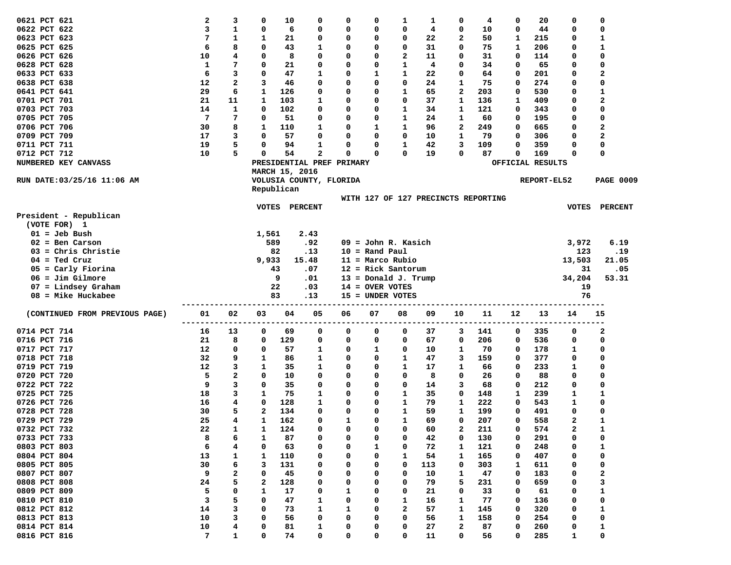| | 01 | 02 | 03 | 04 | 05 | 06 | 07 | 08 | 09 | 10 | 11 | 12 | 13 | 14 | 15 |
|---|---|---|---|---|---|---|---|---|---|---|---|---|---|---|---|
| 0621 PCT 621 | 2 | 3 | 0 | 10 | 0 | 0 | 0 | 1 | 1 | 0 | 4 | 0 | 20 | 0 | 0 |
| 0622 PCT 622 | 3 | 1 | 0 | 6 | 0 | 0 | 0 | 0 | 4 | 0 | 10 | 0 | 44 | 0 | 0 |
| 0623 PCT 623 | 7 | 1 | 1 | 21 | 0 | 0 | 0 | 0 | 22 | 2 | 50 | 1 | 215 | 0 | 1 |
| 0625 PCT 625 | 6 | 8 | 0 | 43 | 1 | 0 | 0 | 0 | 31 | 0 | 75 | 1 | 206 | 0 | 1 |
| 0626 PCT 626 | 10 | 4 | 0 | 8 | 0 | 0 | 0 | 2 | 11 | 0 | 31 | 0 | 114 | 0 | 0 |
| 0628 PCT 628 | 1 | 7 | 0 | 21 | 0 | 0 | 0 | 1 | 4 | 0 | 34 | 0 | 65 | 0 | 0 |
| 0633 PCT 633 | 6 | 3 | 0 | 47 | 1 | 0 | 1 | 1 | 22 | 0 | 64 | 0 | 201 | 0 | 2 |
| 0638 PCT 638 | 12 | 2 | 3 | 46 | 0 | 0 | 0 | 0 | 24 | 1 | 75 | 0 | 274 | 0 | 0 |
| 0641 PCT 641 | 29 | 6 | 1 | 126 | 0 | 0 | 0 | 1 | 65 | 2 | 203 | 0 | 530 | 0 | 1 |
| 0701 PCT 701 | 21 | 11 | 1 | 103 | 1 | 0 | 0 | 0 | 37 | 1 | 136 | 1 | 409 | 0 | 2 |
| 0703 PCT 703 | 14 | 1 | 0 | 102 | 0 | 0 | 0 | 1 | 34 | 1 | 121 | 0 | 343 | 0 | 0 |
| 0705 PCT 705 | 7 | 7 | 0 | 51 | 0 | 0 | 0 | 1 | 24 | 1 | 60 | 0 | 195 | 0 | 0 |
| 0706 PCT 706 | 30 | 8 | 1 | 110 | 1 | 0 | 1 | 1 | 96 | 2 | 249 | 0 | 665 | 0 | 2 |
| 0709 PCT 709 | 17 | 3 | 0 | 57 | 0 | 0 | 0 | 0 | 10 | 1 | 79 | 0 | 306 | 0 | 2 |
| 0711 PCT 711 | 19 | 5 | 0 | 94 | 1 | 0 | 0 | 1 | 42 | 3 | 109 | 0 | 359 | 0 | 0 |
| 0712 PCT 712 | 10 | 5 | 0 | 54 | 2 | 0 | 0 | 0 | 19 | 0 | 87 | 0 | 169 | 0 | 0 |

NUMBERED KEY CANVASS — PRESIDENTIAL PREF PRIMARY — OFFICIAL RESULTS
MARCH 15, 2016

RUN DATE:03/25/16 11:06 AM — VOLUSIA COUNTY, FLORIDA — REPORT-EL52 PAGE 0009

Republican

WITH 127 OF 127 PRECINCTS REPORTING

**President - Republican**
(VOTE FOR) 1

| | VOTES | PERCENT | | VOTES | PERCENT |
|---|---|---|---|---|---|
| 01 = Jeb Bush | 1,561 | 2.43 | | | |
| 02 = Ben Carson | 589 | .92 | 09 = John R. Kasich | 3,972 | 6.19 |
| 03 = Chris Christie | 82 | .13 | 10 = Rand Paul | 123 | .19 |
| 04 = Ted Cruz | 9,933 | 15.48 | 11 = Marco Rubio | 13,503 | 21.05 |
| 05 = Carly Fiorina | 43 | .07 | 12 = Rick Santorum | 31 | .05 |
| 06 = Jim Gilmore | 9 | .01 | 13 = Donald J. Trump | 34,204 | 53.31 |
| 07 = Lindsey Graham | 22 | .03 | 14 = OVER VOTES | 19 | |
| 08 = Mike Huckabee | 83 | .13 | 15 = UNDER VOTES | 76 | |

| (CONTINUED FROM PREVIOUS PAGE) | 01 | 02 | 03 | 04 | 05 | 06 | 07 | 08 | 09 | 10 | 11 | 12 | 13 | 14 | 15 |
|---|---|---|---|---|---|---|---|---|---|---|---|---|---|---|---|
| 0714 PCT 714 | 16 | 13 | 0 | 69 | 0 | 0 | 0 | 0 | 37 | 3 | 141 | 0 | 335 | 0 | 2 |
| 0716 PCT 716 | 21 | 8 | 0 | 129 | 0 | 0 | 0 | 0 | 67 | 0 | 206 | 0 | 536 | 0 | 0 |
| 0717 PCT 717 | 12 | 0 | 0 | 57 | 1 | 0 | 1 | 0 | 10 | 1 | 70 | 0 | 178 | 1 | 0 |
| 0718 PCT 718 | 32 | 9 | 1 | 86 | 1 | 0 | 0 | 1 | 47 | 3 | 159 | 0 | 377 | 0 | 0 |
| 0719 PCT 719 | 12 | 3 | 1 | 35 | 1 | 0 | 0 | 1 | 17 | 1 | 66 | 0 | 233 | 1 | 0 |
| 0720 PCT 720 | 5 | 2 | 0 | 10 | 0 | 0 | 0 | 0 | 8 | 0 | 26 | 0 | 88 | 0 | 0 |
| 0722 PCT 722 | 9 | 3 | 0 | 35 | 0 | 0 | 0 | 0 | 14 | 3 | 68 | 0 | 212 | 0 | 0 |
| 0725 PCT 725 | 18 | 3 | 1 | 75 | 1 | 0 | 0 | 1 | 35 | 0 | 148 | 1 | 239 | 1 | 1 |
| 0726 PCT 726 | 16 | 4 | 0 | 128 | 1 | 0 | 0 | 1 | 79 | 1 | 222 | 0 | 543 | 1 | 0 |
| 0728 PCT 728 | 30 | 5 | 2 | 134 | 0 | 0 | 0 | 1 | 59 | 1 | 199 | 0 | 491 | 0 | 0 |
| 0729 PCT 729 | 25 | 4 | 1 | 162 | 0 | 1 | 0 | 1 | 69 | 0 | 207 | 0 | 558 | 2 | 1 |
| 0732 PCT 732 | 22 | 1 | 1 | 124 | 0 | 0 | 0 | 0 | 60 | 2 | 211 | 0 | 574 | 2 | 1 |
| 0733 PCT 733 | 8 | 6 | 1 | 87 | 0 | 0 | 0 | 0 | 42 | 0 | 130 | 0 | 291 | 0 | 0 |
| 0803 PCT 803 | 6 | 4 | 0 | 63 | 0 | 0 | 1 | 0 | 72 | 1 | 121 | 0 | 248 | 0 | 1 |
| 0804 PCT 804 | 13 | 1 | 1 | 110 | 0 | 0 | 0 | 1 | 54 | 1 | 165 | 0 | 407 | 0 | 0 |
| 0805 PCT 805 | 30 | 6 | 3 | 131 | 0 | 0 | 0 | 0 | 113 | 0 | 303 | 1 | 611 | 0 | 0 |
| 0807 PCT 807 | 9 | 2 | 0 | 45 | 0 | 0 | 0 | 0 | 10 | 1 | 47 | 0 | 183 | 0 | 2 |
| 0808 PCT 808 | 24 | 5 | 2 | 128 | 0 | 0 | 0 | 0 | 79 | 5 | 231 | 0 | 659 | 0 | 3 |
| 0809 PCT 809 | 5 | 0 | 1 | 17 | 0 | 1 | 0 | 0 | 21 | 0 | 33 | 0 | 61 | 0 | 1 |
| 0810 PCT 810 | 3 | 5 | 0 | 47 | 1 | 0 | 0 | 1 | 16 | 1 | 77 | 0 | 136 | 0 | 0 |
| 0812 PCT 812 | 14 | 3 | 0 | 73 | 1 | 1 | 0 | 2 | 57 | 1 | 145 | 0 | 320 | 0 | 1 |
| 0813 PCT 813 | 10 | 3 | 0 | 56 | 0 | 0 | 0 | 0 | 56 | 1 | 158 | 0 | 254 | 0 | 0 |
| 0814 PCT 814 | 10 | 4 | 0 | 81 | 1 | 0 | 0 | 0 | 27 | 2 | 87 | 0 | 260 | 0 | 1 |
| 0816 PCT 816 | 7 | 1 | 0 | 74 | 0 | 0 | 0 | 0 | 11 | 0 | 56 | 0 | 285 | 1 | 0 |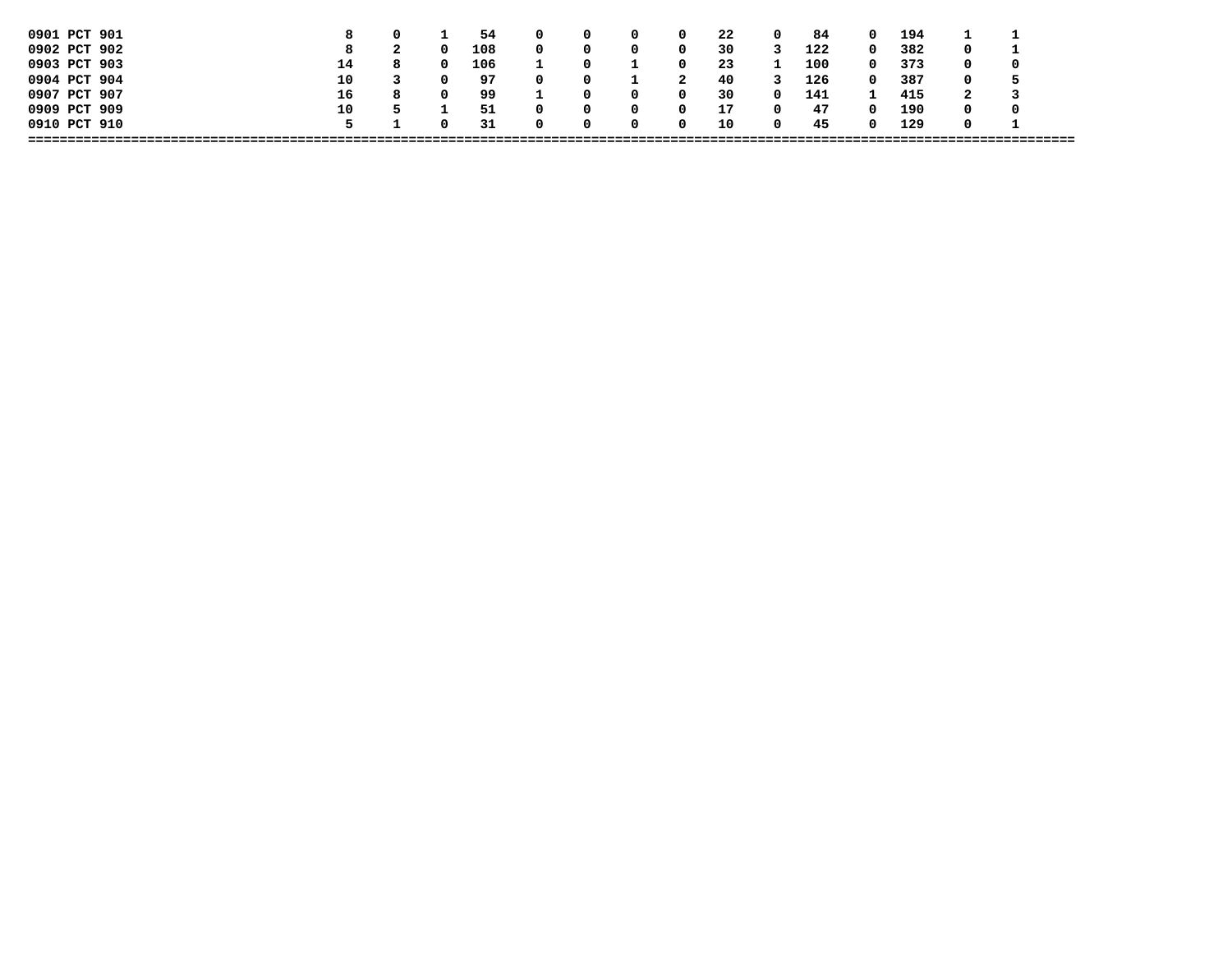| | | | | | | | | | | | | | | | | |
|---|---|---|---|---|---|---|---|---|---|---|---|---|---|---|---|---|
| 0901 PCT 901 | 8 | 0 | 1 | 54 | 0 | 0 | 0 | 0 | 22 | 0 | 84 | 0 | 194 | 1 | 1 |
| 0902 PCT 902 | 8 | 2 | 0 | 108 | 0 | 0 | 0 | 0 | 30 | 3 | 122 | 0 | 382 | 0 | 1 |
| 0903 PCT 903 | 14 | 8 | 0 | 106 | 1 | 0 | 1 | 0 | 23 | 1 | 100 | 0 | 373 | 0 | 0 |
| 0904 PCT 904 | 10 | 3 | 0 | 97 | 0 | 0 | 1 | 2 | 40 | 3 | 126 | 0 | 387 | 0 | 5 |
| 0907 PCT 907 | 16 | 8 | 0 | 99 | 1 | 0 | 0 | 0 | 30 | 0 | 141 | 1 | 415 | 2 | 3 |
| 0909 PCT 909 | 10 | 5 | 1 | 51 | 0 | 0 | 0 | 0 | 17 | 0 | 47 | 0 | 190 | 0 | 0 |
| 0910 PCT 910 | 5 | 1 | 0 | 31 | 0 | 0 | 0 | 0 | 10 | 0 | 45 | 0 | 129 | 0 | 1 |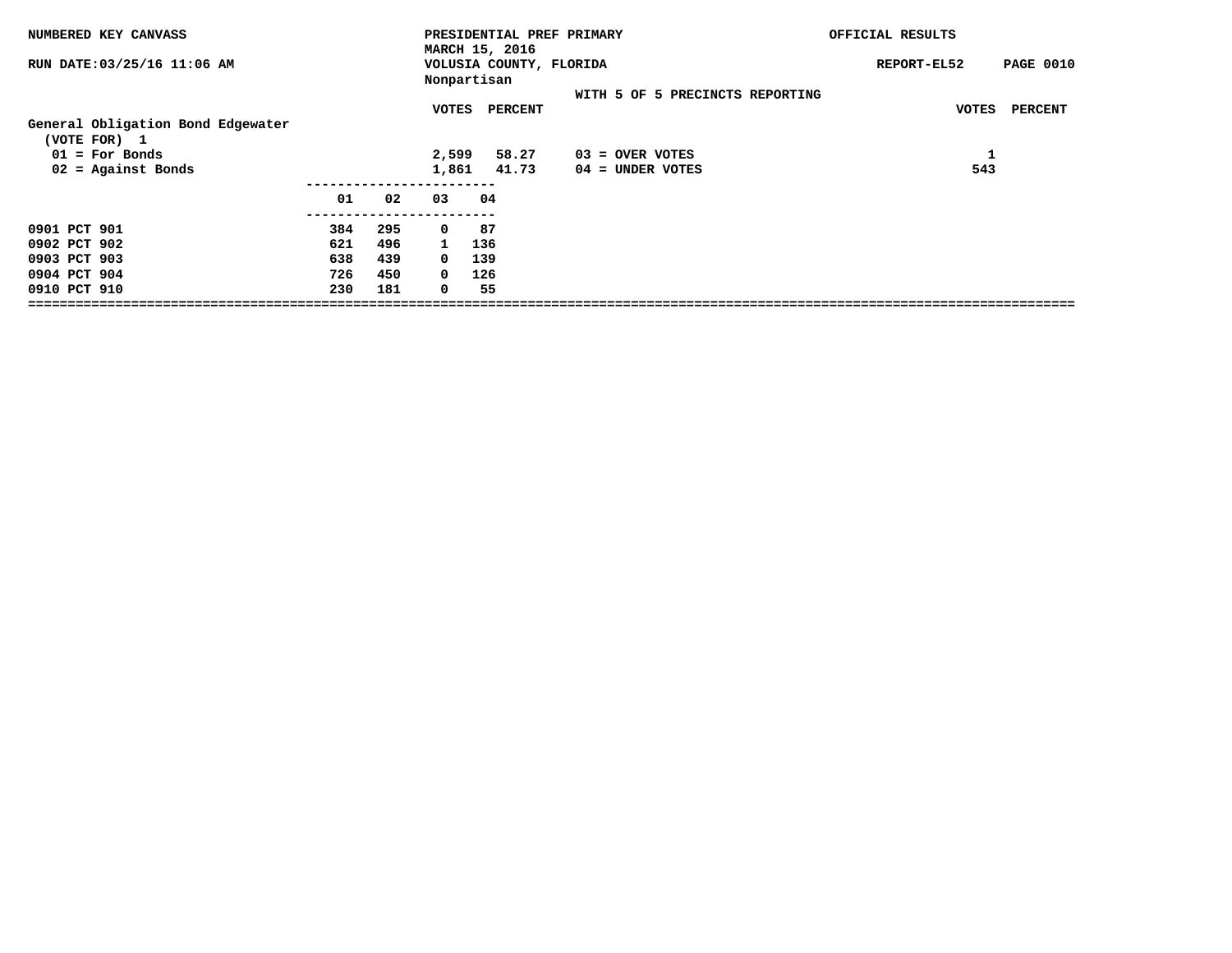NUMBERED KEY CANVASS — PRESIDENTIAL PREF PRIMARY — OFFICIAL RESULTS

MARCH 15, 2016

RUN DATE:03/25/16 11:06 AM — VOLUSIA COUNTY, FLORIDA — REPORT-EL52 PAGE 0010

Nonpartisan

WITH 5 OF 5 PRECINCTS REPORTING

**General Obligation Bond Edgewater**
(VOTE FOR) 1

| | VOTES | PERCENT | | VOTES | PERCENT |
|---|---|---|---|---|---|
| 01 = For Bonds | 2,599 | 58.27 | 03 = OVER VOTES | 1 | |
| 02 = Against Bonds | 1,861 | 41.73 | 04 = UNDER VOTES | 543 | |

| | 01 | 02 | 03 | 04 |
|---|---|---|---|---|
| 0901 PCT 901 | 384 | 295 | 0 | 87 |
| 0902 PCT 902 | 621 | 496 | 1 | 136 |
| 0903 PCT 903 | 638 | 439 | 0 | 139 |
| 0904 PCT 904 | 726 | 450 | 0 | 126 |
| 0910 PCT 910 | 230 | 181 | 0 | 55 |